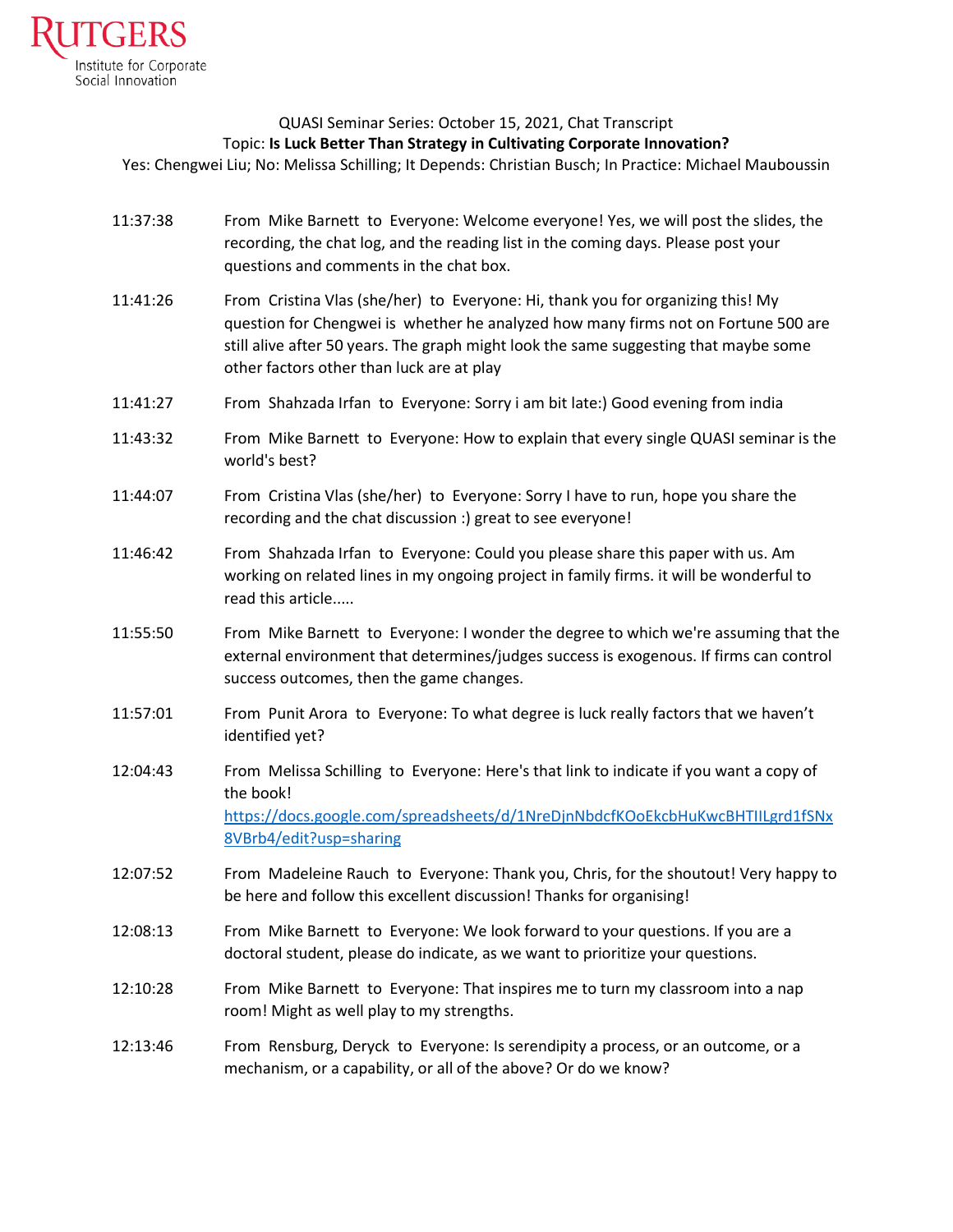RUTGERS
Institute for Corporate Social Innovation

QUASI Seminar Series: October 15, 2021, Chat Transcript

Topic: **Is Luck Better Than Strategy in Cultivating Corporate Innovation?**

Yes: Chengwei Liu; No: Melissa Schilling; It Depends: Christian Busch; In Practice: Michael Mauboussin

| | |
|---|---|
| 11:37:38 | From Mike Barnett to Everyone: Welcome everyone! Yes, we will post the slides, the recording, the chat log, and the reading list in the coming days. Please post your questions and comments in the chat box. |
| 11:41:26 | From Cristina Vlas (she/her) to Everyone: Hi, thank you for organizing this! My question for Chengwei is whether he analyzed how many firms not on Fortune 500 are still alive after 50 years. The graph might look the same suggesting that maybe some other factors other than luck are at play |
| 11:41:27 | From Shahzada Irfan to Everyone: Sorry i am bit late:) Good evening from india |
| 11:43:32 | From Mike Barnett to Everyone: How to explain that every single QUASI seminar is the world's best? |
| 11:44:07 | From Cristina Vlas (she/her) to Everyone: Sorry I have to run, hope you share the recording and the chat discussion :) great to see everyone! |
| 11:46:42 | From Shahzada Irfan to Everyone: Could you please share this paper with us. Am working on related lines in my ongoing project in family firms. it will be wonderful to read this article..... |
| 11:55:50 | From Mike Barnett to Everyone: I wonder the degree to which we're assuming that the external environment that determines/judges success is exogenous. If firms can control success outcomes, then the game changes. |
| 11:57:01 | From Punit Arora to Everyone: To what degree is luck really factors that we haven't identified yet? |
| 12:04:43 | From Melissa Schilling to Everyone: Here's that link to indicate if you want a copy of the book! https://docs.google.com/spreadsheets/d/1NreDjnNbdcfKOoEkcbHuKwcBHTIILgrd1fSNx8VBrb4/edit?usp=sharing |
| 12:07:52 | From Madeleine Rauch to Everyone: Thank you, Chris, for the shoutout! Very happy to be here and follow this excellent discussion! Thanks for organising! |
| 12:08:13 | From Mike Barnett to Everyone: We look forward to your questions. If you are a doctoral student, please do indicate, as we want to prioritize your questions. |
| 12:10:28 | From Mike Barnett to Everyone: That inspires me to turn my classroom into a nap room! Might as well play to my strengths. |
| 12:13:46 | From Rensburg, Deryck to Everyone: Is serendipity a process, or an outcome, or a mechanism, or a capability, or all of the above? Or do we know? |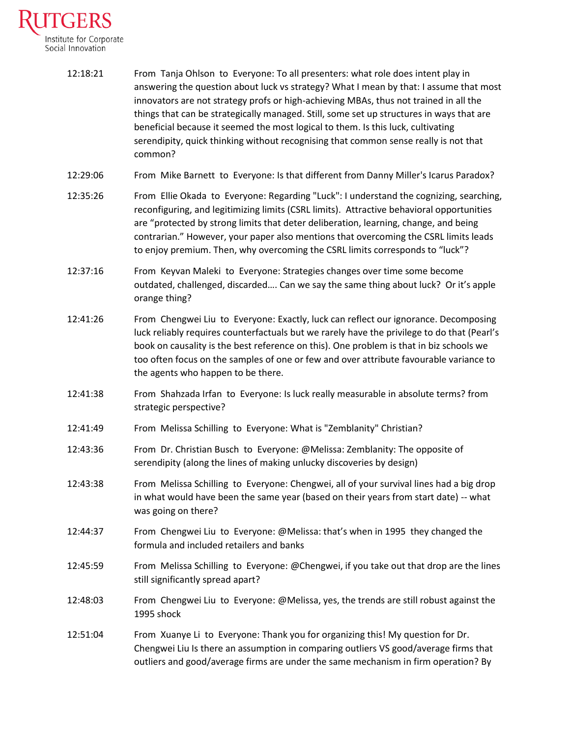12:18:21 From Tanja Ohlson to Everyone: To all presenters: what role does intent play in answering the question about luck vs strategy? What I mean by that: I assume that most innovators are not strategy profs or high-achieving MBAs, thus not trained in all the things that can be strategically managed. Still, some set up structures in ways that are beneficial because it seemed the most logical to them. Is this luck, cultivating serendipity, quick thinking without recognising that common sense really is not that common?

12:29:06 From Mike Barnett to Everyone: Is that different from Danny Miller's Icarus Paradox?

12:35:26 From Ellie Okada to Everyone: Regarding "Luck": I understand the cognizing, searching, reconfiguring, and legitimizing limits (CSRL limits). Attractive behavioral opportunities are "protected by strong limits that deter deliberation, learning, change, and being contrarian." However, your paper also mentions that overcoming the CSRL limits leads to enjoy premium. Then, why overcoming the CSRL limits corresponds to "luck"?

12:37:16 From Keyvan Maleki to Everyone: Strategies changes over time some become outdated, challenged, discarded…. Can we say the same thing about luck? Or it's apple orange thing?

12:41:26 From Chengwei Liu to Everyone: Exactly, luck can reflect our ignorance. Decomposing luck reliably requires counterfactuals but we rarely have the privilege to do that (Pearl's book on causality is the best reference on this). One problem is that in biz schools we too often focus on the samples of one or few and over attribute favourable variance to the agents who happen to be there.

12:41:38 From Shahzada Irfan to Everyone: Is luck really measurable in absolute terms? from strategic perspective?

12:41:49 From Melissa Schilling to Everyone: What is "Zemblanity" Christian?

12:43:36 From Dr. Christian Busch to Everyone: @Melissa: Zemblanity: The opposite of serendipity (along the lines of making unlucky discoveries by design)

12:43:38 From Melissa Schilling to Everyone: Chengwei, all of your survival lines had a big drop in what would have been the same year (based on their years from start date) -- what was going on there?

12:44:37 From Chengwei Liu to Everyone: @Melissa: that's when in 1995 they changed the formula and included retailers and banks

12:45:59 From Melissa Schilling to Everyone: @Chengwei, if you take out that drop are the lines still significantly spread apart?

12:48:03 From Chengwei Liu to Everyone: @Melissa, yes, the trends are still robust against the 1995 shock

12:51:04 From Xuanye Li to Everyone: Thank you for organizing this! My question for Dr. Chengwei Liu Is there an assumption in comparing outliers VS good/average firms that outliers and good/average firms are under the same mechanism in firm operation? By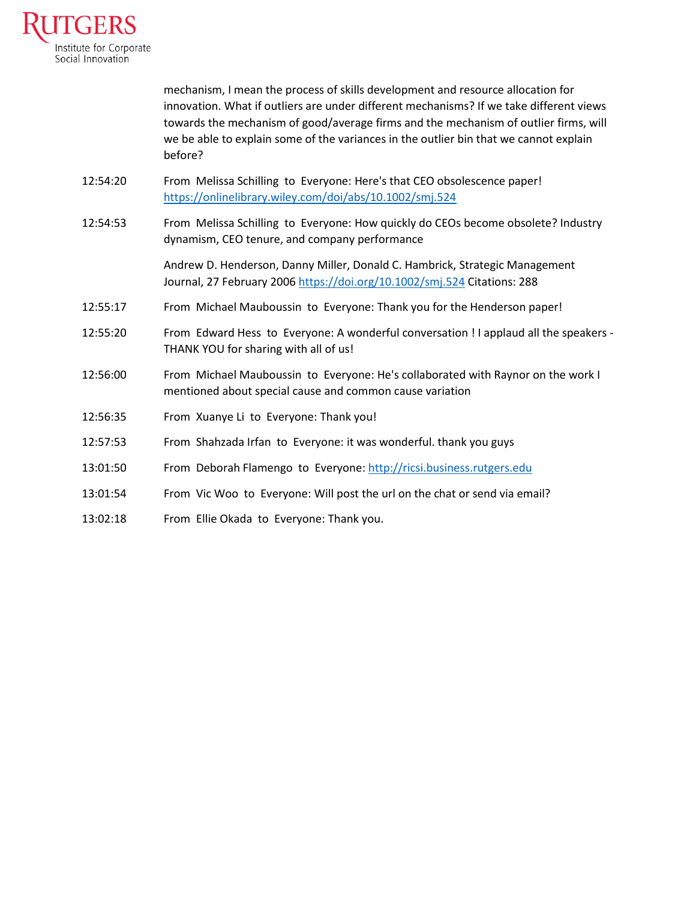mechanism, I mean the process of skills development and resource allocation for innovation. What if outliers are under different mechanisms? If we take different views towards the mechanism of good/average firms and the mechanism of outlier firms, will we be able to explain some of the variances in the outlier bin that we cannot explain before?

| | |
|---|---|
| 12:54:20 | From Melissa Schilling to Everyone: Here's that CEO obsolescence paper! https://onlinelibrary.wiley.com/doi/abs/10.1002/smj.524 |
| 12:54:53 | From Melissa Schilling to Everyone: How quickly do CEOs become obsolete? Industry dynamism, CEO tenure, and company performance<br><br>Andrew D. Henderson, Danny Miller, Donald C. Hambrick, Strategic Management Journal, 27 February 2006 https://doi.org/10.1002/smj.524 Citations: 288 |
| 12:55:17 | From Michael Mauboussin to Everyone: Thank you for the Henderson paper! |
| 12:55:20 | From Edward Hess to Everyone: A wonderful conversation ! I applaud all the speakers - THANK YOU for sharing with all of us! |
| 12:56:00 | From Michael Mauboussin to Everyone: He's collaborated with Raynor on the work I mentioned about special cause and common cause variation |
| 12:56:35 | From Xuanye Li to Everyone: Thank you! |
| 12:57:53 | From Shahzada Irfan to Everyone: it was wonderful. thank you guys |
| 13:01:50 | From Deborah Flamengo to Everyone: http://ricsi.business.rutgers.edu |
| 13:01:54 | From Vic Woo to Everyone: Will post the url on the chat or send via email? |
| 13:02:18 | From Ellie Okada to Everyone: Thank you. |